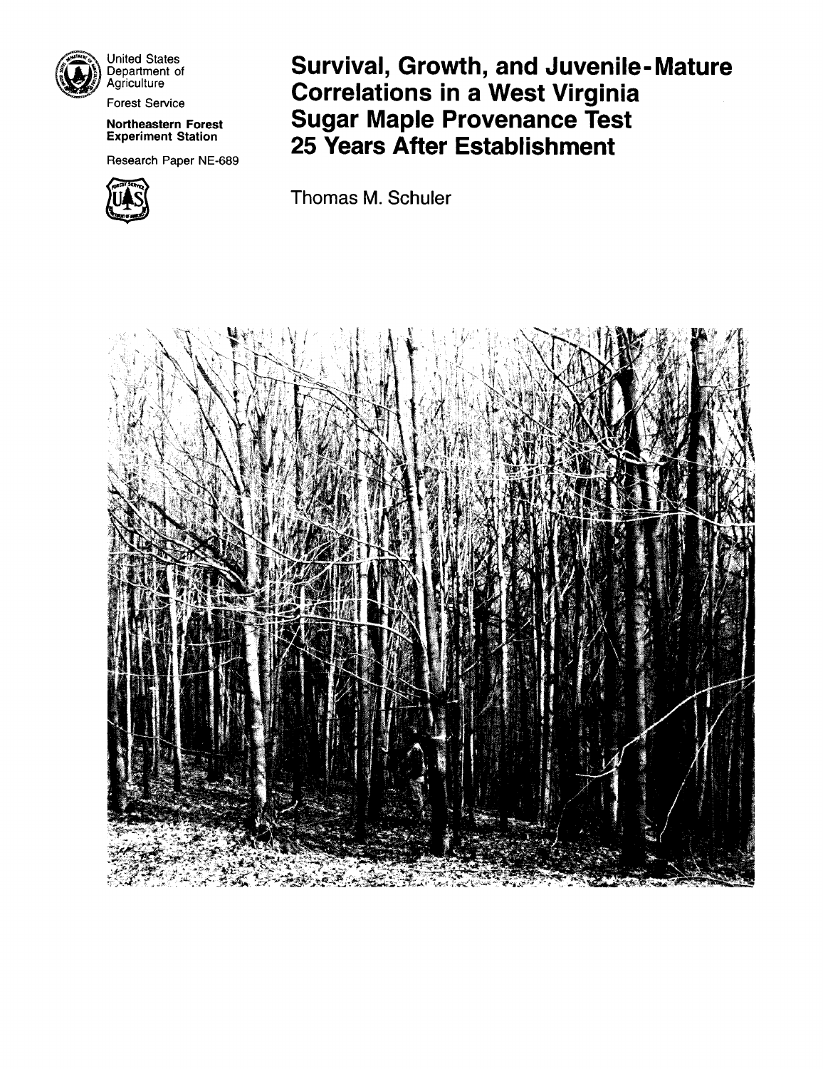United States Department of Agriculture

Forest Service

**Northeastern Forest Experiment Station**

Research Paper NE-689

# Survival, Growth, and Juvenile-Mature Correlations in a West Virginia Sugar Maple Provenance Test 25 Years After Establishment

Thomas M. Schuler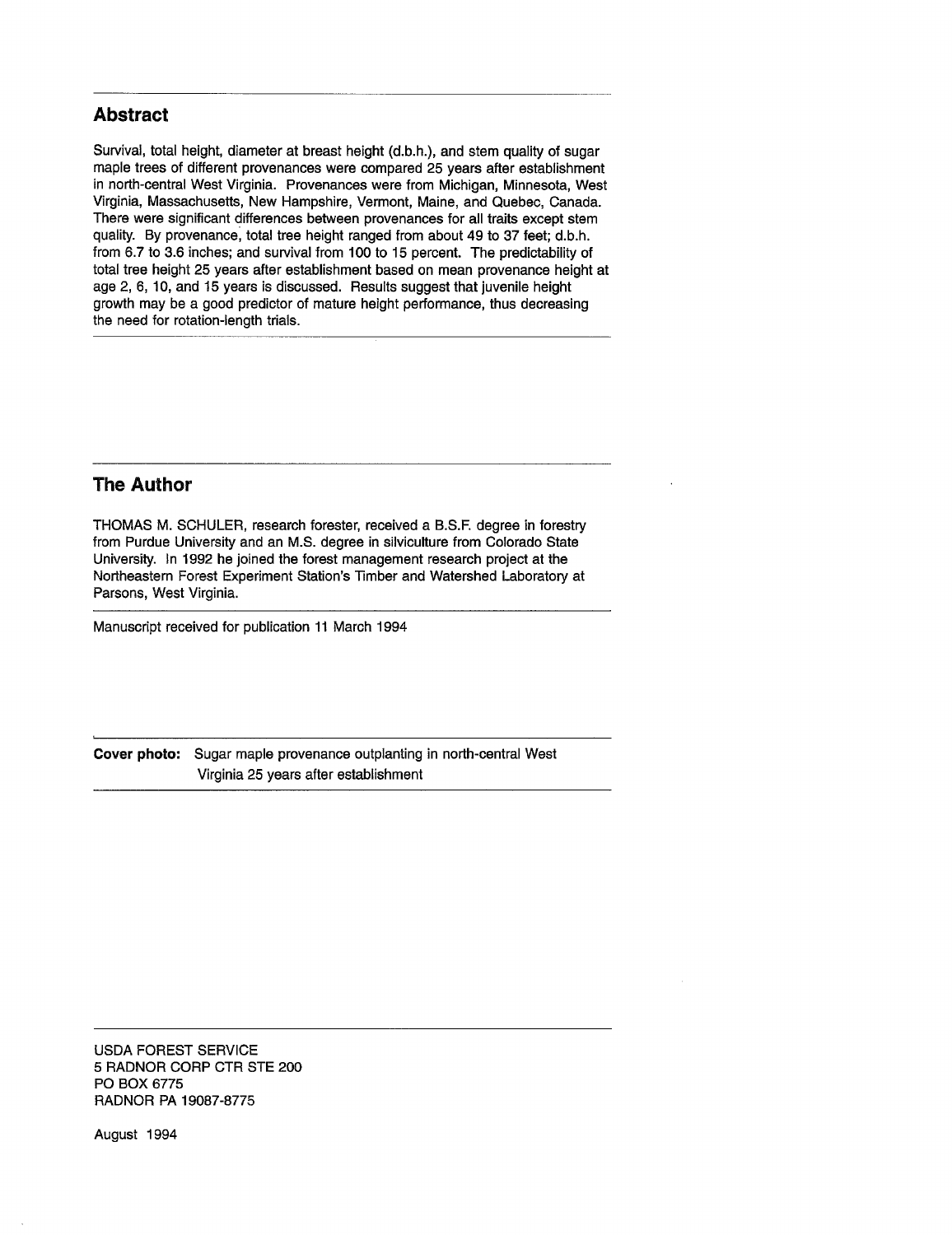## Abstract

Survival, total height, diameter at breast height (d.b.h.), and stem quality of sugar maple trees of different provenances were compared 25 years after establishment in north-central West Virginia. Provenances were from Michigan, Minnesota, West Virginia, Massachusetts, New Hampshire, Vermont, Maine, and Quebec, Canada. There were significant differences between provenances for all traits except stem quality. By provenance, total tree height ranged from about 49 to 37 feet; d.b.h. from 6.7 to 3.6 inches; and survival from 100 to 15 percent. The predictability of total tree height 25 years after establishment based on mean provenance height at age 2, 6, 10, and 15 years is discussed. Results suggest that juvenile height growth may be a good predictor of mature height performance, thus decreasing the need for rotation-length trials.

## The Author

THOMAS M. SCHULER, research forester, received a B.S.F. degree in forestry from Purdue University and an M.S. degree in silviculture from Colorado State University. In 1992 he joined the forest management research project at the Northeastern Forest Experiment Station's Timber and Watershed Laboratory at Parsons, West Virginia.

Manuscript received for publication 11 March 1994

**Cover photo:** Sugar maple provenance outplanting in north-central West Virginia 25 years after establishment

USDA FOREST SERVICE
5 RADNOR CORP CTR STE 200
PO BOX 6775
RADNOR PA 19087-8775

August 1994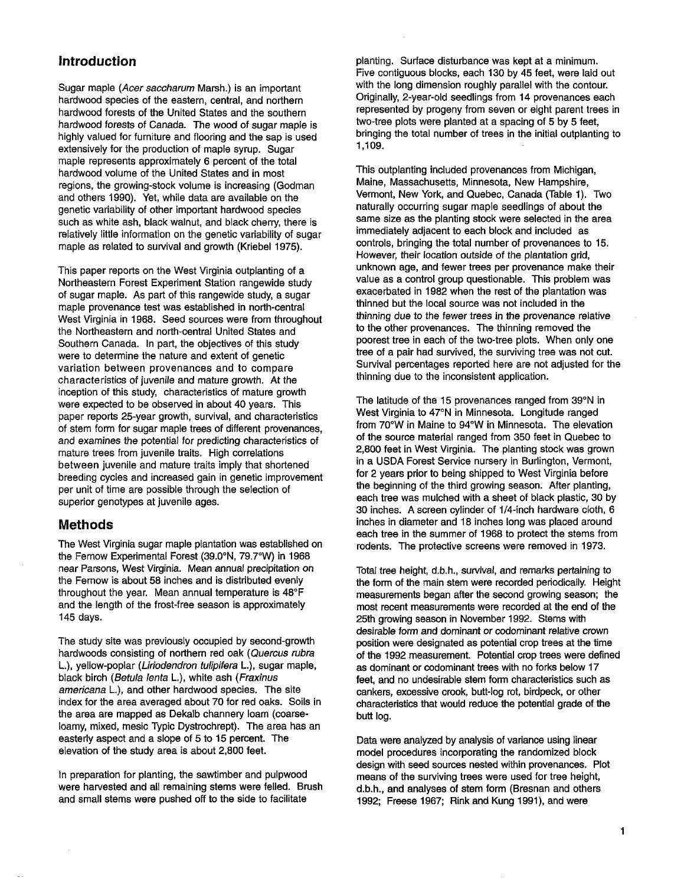## Introduction

Sugar maple (*Acer saccharum* Marsh.) is an important hardwood species of the eastern, central, and northern hardwood forests of the United States and the southern hardwood forests of Canada. The wood of sugar maple is highly valued for furniture and flooring and the sap is used extensively for the production of maple syrup. Sugar maple represents approximately 6 percent of the total hardwood volume of the United States and in most regions, the growing-stock volume is increasing (Godman and others 1990). Yet, while data are available on the genetic variability of other important hardwood species such as white ash, black walnut, and black cherry, there is relatively little information on the genetic variability of sugar maple as related to survival and growth (Kriebel 1975).

This paper reports on the West Virginia outplanting of a Northeastern Forest Experiment Station rangewide study of sugar maple. As part of this rangewide study, a sugar maple provenance test was established in north-central West Virginia in 1968. Seed sources were from throughout the Northeastern and north-central United States and Southern Canada. In part, the objectives of this study were to determine the nature and extent of genetic variation between provenances and to compare characteristics of juvenile and mature growth. At the inception of this study, characteristics of mature growth were expected to be observed in about 40 years. This paper reports 25-year growth, survival, and characteristics of stem form for sugar maple trees of different provenances, and examines the potential for predicting characteristics of mature trees from juvenile traits. High correlations between juvenile and mature traits imply that shortened breeding cycles and increased gain in genetic improvement per unit of time are possible through the selection of superior genotypes at juvenile ages.

## Methods

The West Virginia sugar maple plantation was established on the Fernow Experimental Forest (39.0°N, 79.7°W) in 1968 near Parsons, West Virginia. Mean annual precipitation on the Fernow is about 58 inches and is distributed evenly throughout the year. Mean annual temperature is 48°F and the length of the frost-free season is approximately 145 days.

The study site was previously occupied by second-growth hardwoods consisting of northern red oak (*Quercus rubra* L.), yellow-poplar (*Liriodendron tulipifera* L.), sugar maple, black birch (*Betula lenta* L.), white ash (*Fraxinus americana* L.), and other hardwood species. The site index for the area averaged about 70 for red oaks. Soils in the area are mapped as Dekalb channery loam (coarse-loamy, mixed, mesic Typic Dystrochrept). The area has an easterly aspect and a slope of 5 to 15 percent. The elevation of the study area is about 2,800 feet.

In preparation for planting, the sawtimber and pulpwood were harvested and all remaining stems were felled. Brush and small stems were pushed off to the side to facilitate planting. Surface disturbance was kept at a minimum. Five contiguous blocks, each 130 by 45 feet, were laid out with the long dimension roughly parallel with the contour. Originally, 2-year-old seedlings from 14 provenances each represented by progeny from seven or eight parent trees in two-tree plots were planted at a spacing of 5 by 5 feet, bringing the total number of trees in the initial outplanting to 1,109.

This outplanting included provenances from Michigan, Maine, Massachusetts, Minnesota, New Hampshire, Vermont, New York, and Quebec, Canada (Table 1). Two naturally occurring sugar maple seedlings of about the same size as the planting stock were selected in the area immediately adjacent to each block and included as controls, bringing the total number of provenances to 15. However, their location outside of the plantation grid, unknown age, and fewer trees per provenance make their value as a control group questionable. This problem was exacerbated in 1982 when the rest of the plantation was thinned but the local source was not included in the thinning due to the fewer trees in the provenance relative to the other provenances. The thinning removed the poorest tree in each of the two-tree plots. When only one tree of a pair had survived, the surviving tree was not cut. Survival percentages reported here are not adjusted for the thinning due to the inconsistent application.

The latitude of the 15 provenances ranged from 39°N in West Virginia to 47°N in Minnesota. Longitude ranged from 70°W in Maine to 94°W in Minnesota. The elevation of the source material ranged from 350 feet in Quebec to 2,800 feet in West Virginia. The planting stock was grown in a USDA Forest Service nursery in Burlington, Vermont, for 2 years prior to being shipped to West Virginia before the beginning of the third growing season. After planting, each tree was mulched with a sheet of black plastic, 30 by 30 inches. A screen cylinder of 1/4-inch hardware cloth, 6 inches in diameter and 18 inches long was placed around each tree in the summer of 1968 to protect the stems from rodents. The protective screens were removed in 1973.

Total tree height, d.b.h., survival, and remarks pertaining to the form of the main stem were recorded periodically. Height measurements began after the second growing season; the most recent measurements were recorded at the end of the 25th growing season in November 1992. Stems with desirable form and dominant or codominant relative crown position were designated as potential crop trees at the time of the 1992 measurement. Potential crop trees were defined as dominant or codominant trees with no forks below 17 feet, and no undesirable stem form characteristics such as cankers, excessive crook, butt-log rot, birdpeck, or other characteristics that would reduce the potential grade of the butt log.

Data were analyzed by analysis of variance using linear model procedures incorporating the randomized block design with seed sources nested within provenances. Plot means of the surviving trees were used for tree height, d.b.h., and analyses of stem form (Bresnan and others 1992; Freese 1967; Rink and Kung 1991), and were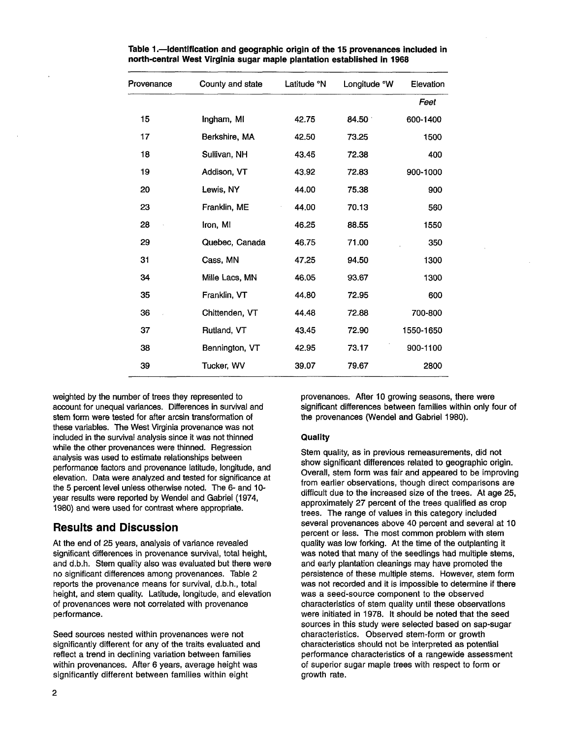**Table 1.—Identification and geographic origin of the 15 provenances included in north-central West Virginia sugar maple plantation established in 1968**

| Provenance | County and state | Latitude °N | Longitude °W | Elevation |
|---|---|---|---|---|
| | | | | *Feet* |
| 15 | Ingham, MI | 42.75 | 84.50 | 600-1400 |
| 17 | Berkshire, MA | 42.50 | 73.25 | 1500 |
| 18 | Sullivan, NH | 43.45 | 72.38 | 400 |
| 19 | Addison, VT | 43.92 | 72.83 | 900-1000 |
| 20 | Lewis, NY | 44.00 | 75.38 | 900 |
| 23 | Franklin, ME | 44.00 | 70.13 | 560 |
| 28 | Iron, MI | 46.25 | 88.55 | 1550 |
| 29 | Quebec, Canada | 46.75 | 71.00 | 350 |
| 31 | Cass, MN | 47.25 | 94.50 | 1300 |
| 34 | Mille Lacs, MN | 46.05 | 93.67 | 1300 |
| 35 | Franklin, VT | 44.80 | 72.95 | 600 |
| 36 | Chittenden, VT | 44.48 | 72.88 | 700-800 |
| 37 | Rutland, VT | 43.45 | 72.90 | 1550-1650 |
| 38 | Bennington, VT | 42.95 | 73.17 | 900-1100 |
| 39 | Tucker, WV | 39.07 | 79.67 | 2800 |

weighted by the number of trees they represented to account for unequal variances. Differences in survival and stem form were tested for after arcsin transformation of these variables. The West Virginia provenance was not included in the survival analysis since it was not thinned while the other provenances were thinned. Regression analysis was used to estimate relationships between performance factors and provenance latitude, longitude, and elevation. Data were analyzed and tested for significance at the 5 percent level unless otherwise noted. The 6- and 10-year results were reported by Wendel and Gabriel (1974, 1980) and were used for contrast where appropriate.

## Results and Discussion

At the end of 25 years, analysis of variance revealed significant differences in provenance survival, total height, and d.b.h. Stem quality also was evaluated but there were no significant differences among provenances. Table 2 reports the provenance means for survival, d.b.h., total height, and stem quality. Latitude, longitude, and elevation of provenances were not correlated with provenance performance.

Seed sources nested within provenances were not significantly different for any of the traits evaluated and reflect a trend in declining variation between families within provenances. After 6 years, average height was significantly different between families within eight provenances. After 10 growing seasons, there were significant differences between families within only four of the provenances (Wendel and Gabriel 1980).

### Quality

Stem quality, as in previous remeasurements, did not show significant differences related to geographic origin. Overall, stem form was fair and appeared to be improving from earlier observations, though direct comparisons are difficult due to the increased size of the trees. At age 25, approximately 27 percent of the trees qualified as crop trees. The range of values in this category included several provenances above 40 percent and several at 10 percent or less. The most common problem with stem quality was low forking. At the time of the outplanting it was noted that many of the seedlings had multiple stems, and early plantation cleanings may have promoted the persistence of these multiple stems. However, stem form was not recorded and it is impossible to determine if there was a seed-source component to the observed characteristics of stem quality until these observations were initiated in 1978. It should be noted that the seed sources in this study were selected based on sap-sugar characteristics. Observed stem-form or growth characteristics should not be interpreted as potential performance characteristics of a rangewide assessment of superior sugar maple trees with respect to form or growth rate.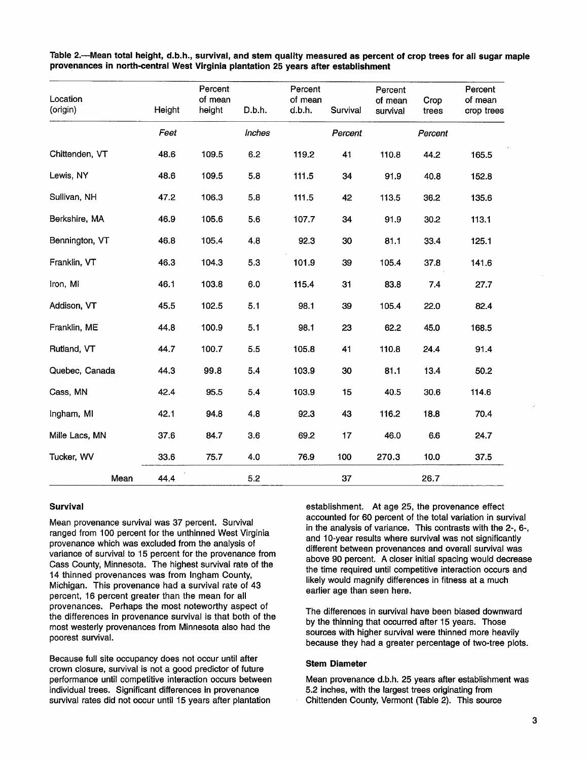**Table 2.—Mean total height, d.b.h., survival, and stem quality measured as percent of crop trees for all sugar maple provenances in north-central West Virginia plantation 25 years after establishment**

| Location (origin) | Height | Percent of mean height | D.b.h. | Percent of mean d.b.h. | Survival | Percent of mean survival | Crop trees | Percent of mean crop trees |
|---|---|---|---|---|---|---|---|---|
| | *Feet* | | *Inches* | | *Percent* | | *Percent* | |
| Chittenden, VT | 48.6 | 109.5 | 6.2 | 119.2 | 41 | 110.8 | 44.2 | 165.5 |
| Lewis, NY | 48.6 | 109.5 | 5.8 | 111.5 | 34 | 91.9 | 40.8 | 152.8 |
| Sullivan, NH | 47.2 | 106.3 | 5.8 | 111.5 | 42 | 113.5 | 36.2 | 135.6 |
| Berkshire, MA | 46.9 | 105.6 | 5.6 | 107.7 | 34 | 91.9 | 30.2 | 113.1 |
| Bennington, VT | 46.8 | 105.4 | 4.8 | 92.3 | 30 | 81.1 | 33.4 | 125.1 |
| Franklin, VT | 46.3 | 104.3 | 5.3 | 101.9 | 39 | 105.4 | 37.8 | 141.6 |
| Iron, MI | 46.1 | 103.8 | 6.0 | 115.4 | 31 | 83.8 | 7.4 | 27.7 |
| Addison, VT | 45.5 | 102.5 | 5.1 | 98.1 | 39 | 105.4 | 22.0 | 82.4 |
| Franklin, ME | 44.8 | 100.9 | 5.1 | 98.1 | 23 | 62.2 | 45.0 | 168.5 |
| Rutland, VT | 44.7 | 100.7 | 5.5 | 105.8 | 41 | 110.8 | 24.4 | 91.4 |
| Quebec, Canada | 44.3 | 99.8 | 5.4 | 103.9 | 30 | 81.1 | 13.4 | 50.2 |
| Cass, MN | 42.4 | 95.5 | 5.4 | 103.9 | 15 | 40.5 | 30.6 | 114.6 |
| Ingham, MI | 42.1 | 94.8 | 4.8 | 92.3 | 43 | 116.2 | 18.8 | 70.4 |
| Mille Lacs, MN | 37.6 | 84.7 | 3.6 | 69.2 | 17 | 46.0 | 6.6 | 24.7 |
| Tucker, WV | 33.6 | 75.7 | 4.0 | 76.9 | 100 | 270.3 | 10.0 | 37.5 |
| Mean | 44.4 | | 5.2 | | 37 | | 26.7 | |

### Survival

Mean provenance survival was 37 percent. Survival ranged from 100 percent for the unthinned West Virginia provenance which was excluded from the analysis of variance of survival to 15 percent for the provenance from Cass County, Minnesota. The highest survival rate of the 14 thinned provenances was from Ingham County, Michigan. This provenance had a survival rate of 43 percent, 16 percent greater than the mean for all provenances. Perhaps the most noteworthy aspect of the differences in provenance survival is that both of the most westerly provenances from Minnesota also had the poorest survival.

Because full site occupancy does not occur until after crown closure, survival is not a good predictor of future performance until competitive interaction occurs between individual trees. Significant differences in provenance survival rates did not occur until 15 years after plantation establishment. At age 25, the provenance effect accounted for 60 percent of the total variation in survival in the analysis of variance. This contrasts with the 2-, 6-, and 10-year results where survival was not significantly different between provenances and overall survival was above 90 percent. A closer initial spacing would decrease the time required until competitive interaction occurs and likely would magnify differences in fitness at a much earlier age than seen here.

The differences in survival have been biased downward by the thinning that occurred after 15 years. Those sources with higher survival were thinned more heavily because they had a greater percentage of two-tree plots.

### Stem Diameter

Mean provenance d.b.h. 25 years after establishment was 5.2 inches, with the largest trees originating from Chittenden County, Vermont (Table 2). This source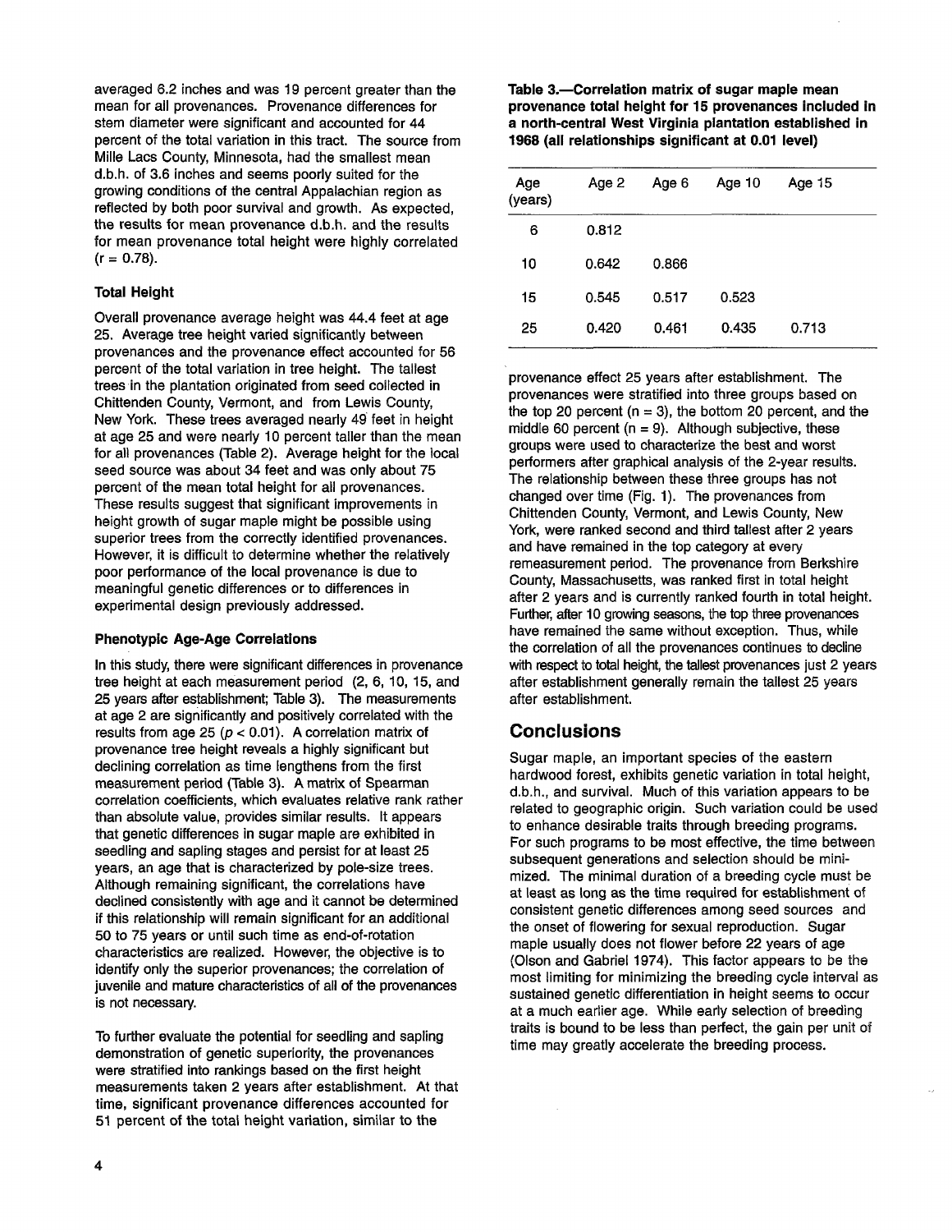averaged 6.2 inches and was 19 percent greater than the mean for all provenances. Provenance differences for stem diameter were significant and accounted for 44 percent of the total variation in this tract. The source from Mille Lacs County, Minnesota, had the smallest mean d.b.h. of 3.6 inches and seems poorly suited for the growing conditions of the central Appalachian region as reflected by both poor survival and growth. As expected, the results for mean provenance d.b.h. and the results for mean provenance total height were highly correlated ($r = 0.78$).

### Total Height

Overall provenance average height was 44.4 feet at age 25. Average tree height varied significantly between provenances and the provenance effect accounted for 56 percent of the total variation in tree height. The tallest trees in the plantation originated from seed collected in Chittenden County, Vermont, and from Lewis County, New York. These trees averaged nearly 49 feet in height at age 25 and were nearly 10 percent taller than the mean for all provenances (Table 2). Average height for the local seed source was about 34 feet and was only about 75 percent of the mean total height for all provenances. These results suggest that significant improvements in height growth of sugar maple might be possible using superior trees from the correctly identified provenances. However, it is difficult to determine whether the relatively poor performance of the local provenance is due to meaningful genetic differences or to differences in experimental design previously addressed.

### Phenotypic Age-Age Correlations

In this study, there were significant differences in provenance tree height at each measurement period (2, 6, 10, 15, and 25 years after establishment; Table 3). The measurements at age 2 are significantly and positively correlated with the results from age 25 ($p < 0.01$). A correlation matrix of provenance tree height reveals a highly significant but declining correlation as time lengthens from the first measurement period (Table 3). A matrix of Spearman correlation coefficients, which evaluates relative rank rather than absolute value, provides similar results. It appears that genetic differences in sugar maple are exhibited in seedling and sapling stages and persist for at least 25 years, an age that is characterized by pole-size trees. Although remaining significant, the correlations have declined consistently with age and it cannot be determined if this relationship will remain significant for an additional 50 to 75 years or until such time as end-of-rotation characteristics are realized. However, the objective is to identify only the superior provenances; the correlation of juvenile and mature characteristics of all of the provenances is not necessary.

**Table 3.—Correlation matrix of sugar maple mean provenance total height for 15 provenances included in a north-central West Virginia plantation established in 1968 (all relationships significant at 0.01 level)**

| Age (years) | Age 2 | Age 6 | Age 10 | Age 15 |
|---|---|---|---|---|
| 6 | 0.812 | | | |
| 10 | 0.642 | 0.866 | | |
| 15 | 0.545 | 0.517 | 0.523 | |
| 25 | 0.420 | 0.461 | 0.435 | 0.713 |

To further evaluate the potential for seedling and sapling demonstration of genetic superiority, the provenances were stratified into rankings based on the first height measurements taken 2 years after establishment. At that time, significant provenance differences accounted for 51 percent of the total height variation, similar to the provenance effect 25 years after establishment. The provenances were stratified into three groups based on the top 20 percent ($n = 3$), the bottom 20 percent, and the middle 60 percent ($n = 9$). Although subjective, these groups were used to characterize the best and worst performers after graphical analysis of the 2-year results. The relationship between these three groups has not changed over time (Fig. 1). The provenances from Chittenden County, Vermont, and Lewis County, New York, were ranked second and third tallest after 2 years and have remained in the top category at every remeasurement period. The provenance from Berkshire County, Massachusetts, was ranked first in total height after 2 years and is currently ranked fourth in total height. Further, after 10 growing seasons, the top three provenances have remained the same without exception. Thus, while the correlation of all the provenances continues to decline with respect to total height, the tallest provenances just 2 years after establishment generally remain the tallest 25 years after establishment.

## Conclusions

Sugar maple, an important species of the eastern hardwood forest, exhibits genetic variation in total height, d.b.h., and survival. Much of this variation appears to be related to geographic origin. Such variation could be used to enhance desirable traits through breeding programs. For such programs to be most effective, the time between subsequent generations and selection should be minimized. The minimal duration of a breeding cycle must be at least as long as the time required for establishment of consistent genetic differences among seed sources and the onset of flowering for sexual reproduction. Sugar maple usually does not flower before 22 years of age (Olson and Gabriel 1974). This factor appears to be the most limiting for minimizing the breeding cycle interval as sustained genetic differentiation in height seems to occur at a much earlier age. While early selection of breeding traits is bound to be less than perfect, the gain per unit of time may greatly accelerate the breeding process.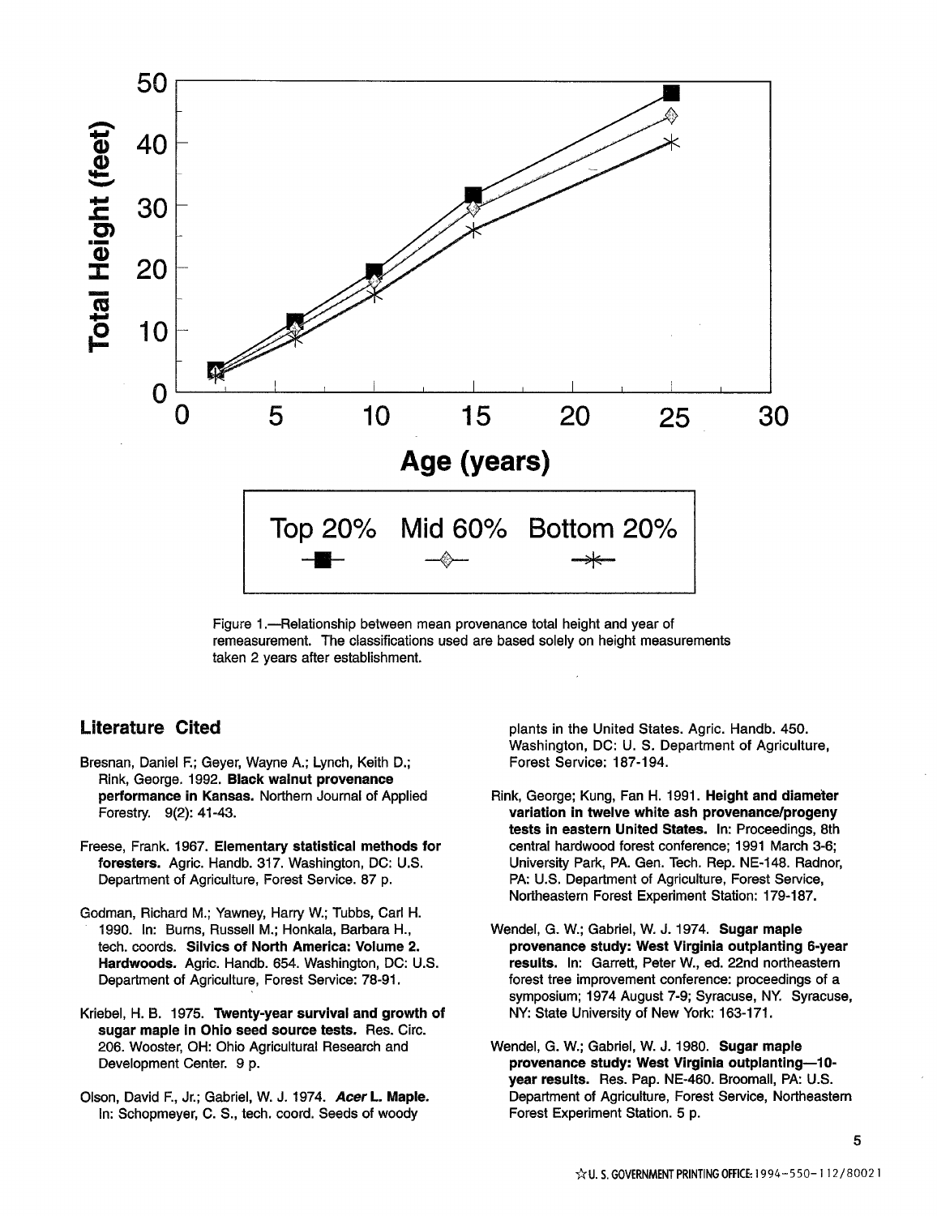Figure 1.—Relationship between mean provenance total height and year of remeasurement. The classifications used are based solely on height measurements taken 2 years after establishment.

## Literature Cited

Bresnan, Daniel F.; Geyer, Wayne A.; Lynch, Keith D.; Rink, George. 1992. **Black walnut provenance performance in Kansas.** Northern Journal of Applied Forestry. 9(2): 41-43.

Freese, Frank. 1967. **Elementary statistical methods for foresters.** Agric. Handb. 317. Washington, DC: U.S. Department of Agriculture, Forest Service. 87 p.

Godman, Richard M.; Yawney, Harry W.; Tubbs, Carl H. 1990. In: Burns, Russell M.; Honkala, Barbara H., tech. coords. **Silvics of North America: Volume 2. Hardwoods.** Agric. Handb. 654. Washington, DC: U.S. Department of Agriculture, Forest Service: 78-91.

Kriebel, H. B. 1975. **Twenty-year survival and growth of sugar maple in Ohio seed source tests.** Res. Circ. 206. Wooster, OH: Ohio Agricultural Research and Development Center. 9 p.

Olson, David F., Jr.; Gabriel, W. J. 1974. ***Acer* L. Maple.** In: Schopmeyer, C. S., tech. coord. Seeds of woody plants in the United States. Agric. Handb. 450. Washington, DC: U. S. Department of Agriculture, Forest Service: 187-194.

Rink, George; Kung, Fan H. 1991. **Height and diameter variation in twelve white ash provenance/progeny tests in eastern United States.** In: Proceedings, 8th central hardwood forest conference; 1991 March 3-6; University Park, PA. Gen. Tech. Rep. NE-148. Radnor, PA: U.S. Department of Agriculture, Forest Service, Northeastern Forest Experiment Station: 179-187.

Wendel, G. W.; Gabriel, W. J. 1974. **Sugar maple provenance study: West Virginia outplanting 6-year results.** In: Garrett, Peter W., ed. 22nd northeastern forest tree improvement conference: proceedings of a symposium; 1974 August 7-9; Syracuse, NY. Syracuse, NY: State University of New York: 163-171.

Wendel, G. W.; Gabriel, W. J. 1980. **Sugar maple provenance study: West Virginia outplanting—10-year results.** Res. Pap. NE-460. Broomall, PA: U.S. Department of Agriculture, Forest Service, Northeastern Forest Experiment Station. 5 p.

☆U. S. GOVERNMENT PRINTING OFFICE: 1994-550-112/80021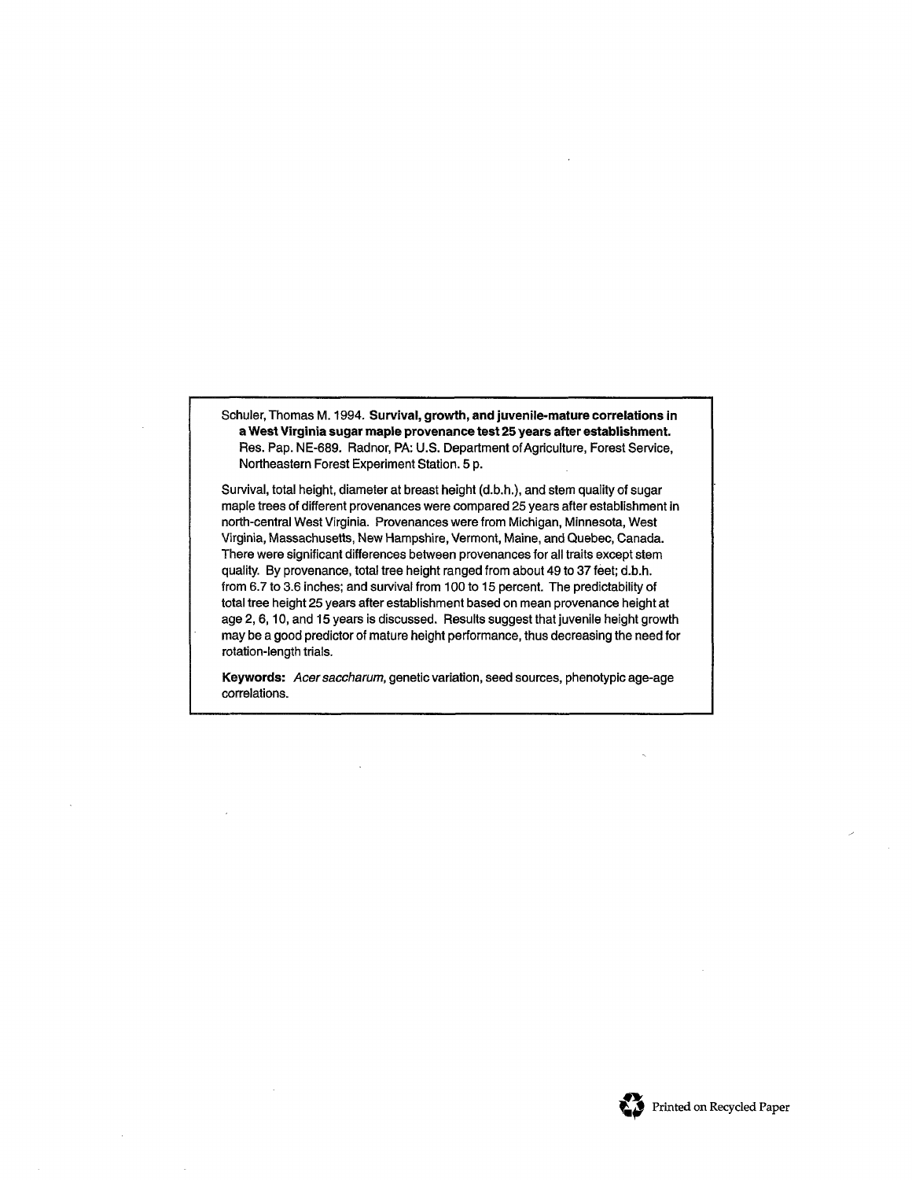Schuler, Thomas M. 1994. **Survival, growth, and juvenile-mature correlations in a West Virginia sugar maple provenance test 25 years after establishment.** Res. Pap. NE-689. Radnor, PA: U.S. Department of Agriculture, Forest Service, Northeastern Forest Experiment Station. 5 p.

Survival, total height, diameter at breast height (d.b.h.), and stem quality of sugar maple trees of different provenances were compared 25 years after establishment in north-central West Virginia. Provenances were from Michigan, Minnesota, West Virginia, Massachusetts, New Hampshire, Vermont, Maine, and Quebec, Canada. There were significant differences between provenances for all traits except stem quality. By provenance, total tree height ranged from about 49 to 37 feet; d.b.h. from 6.7 to 3.6 inches; and survival from 100 to 15 percent. The predictability of total tree height 25 years after establishment based on mean provenance height at age 2, 6, 10, and 15 years is discussed. Results suggest that juvenile height growth may be a good predictor of mature height performance, thus decreasing the need for rotation-length trials.

**Keywords:** *Acer saccharum*, genetic variation, seed sources, phenotypic age-age correlations.

Printed on Recycled Paper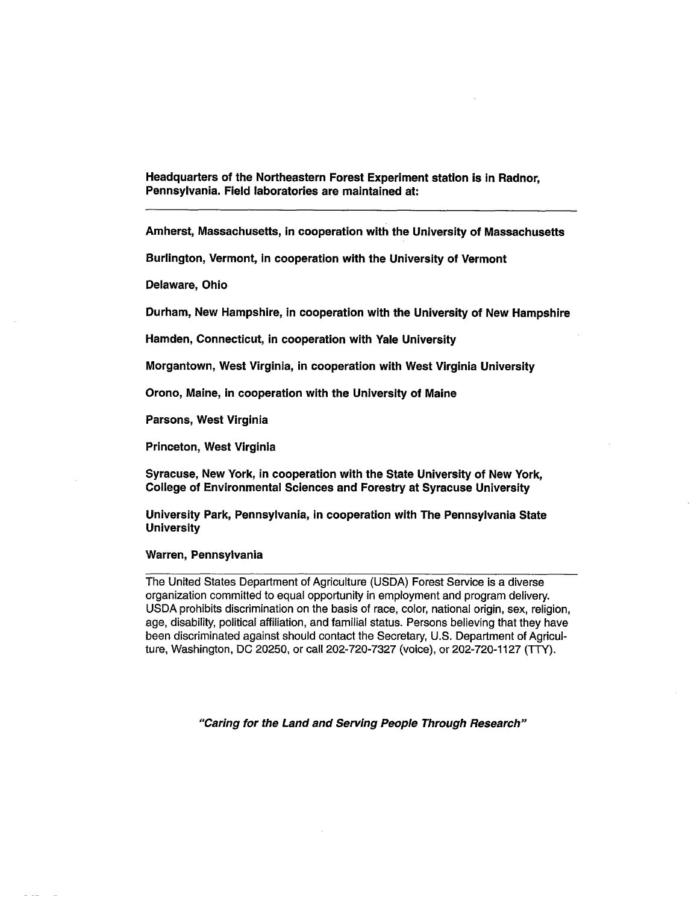**Headquarters of the Northeastern Forest Experiment station is in Radnor, Pennsylvania. Field laboratories are maintained at:**

---

**Amherst, Massachusetts, in cooperation with the University of Massachusetts**

**Burlington, Vermont, in cooperation with the University of Vermont**

**Delaware, Ohio**

**Durham, New Hampshire, in cooperation with the University of New Hampshire**

**Hamden, Connecticut, in cooperation with Yale University**

**Morgantown, West Virginia, in cooperation with West Virginia University**

**Orono, Maine, in cooperation with the University of Maine**

**Parsons, West Virginia**

**Princeton, West Virginia**

**Syracuse, New York, in cooperation with the State University of New York, College of Environmental Sciences and Forestry at Syracuse University**

**University Park, Pennsylvania, in cooperation with The Pennsylvania State University**

**Warren, Pennsylvania**

---

The United States Department of Agriculture (USDA) Forest Service is a diverse organization committed to equal opportunity in employment and program delivery. USDA prohibits discrimination on the basis of race, color, national origin, sex, religion, age, disability, political affiliation, and familial status. Persons believing that they have been discriminated against should contact the Secretary, U.S. Department of Agriculture, Washington, DC 20250, or call 202-720-7327 (voice), or 202-720-1127 (TTY).

***"Caring for the Land and Serving People Through Research"***